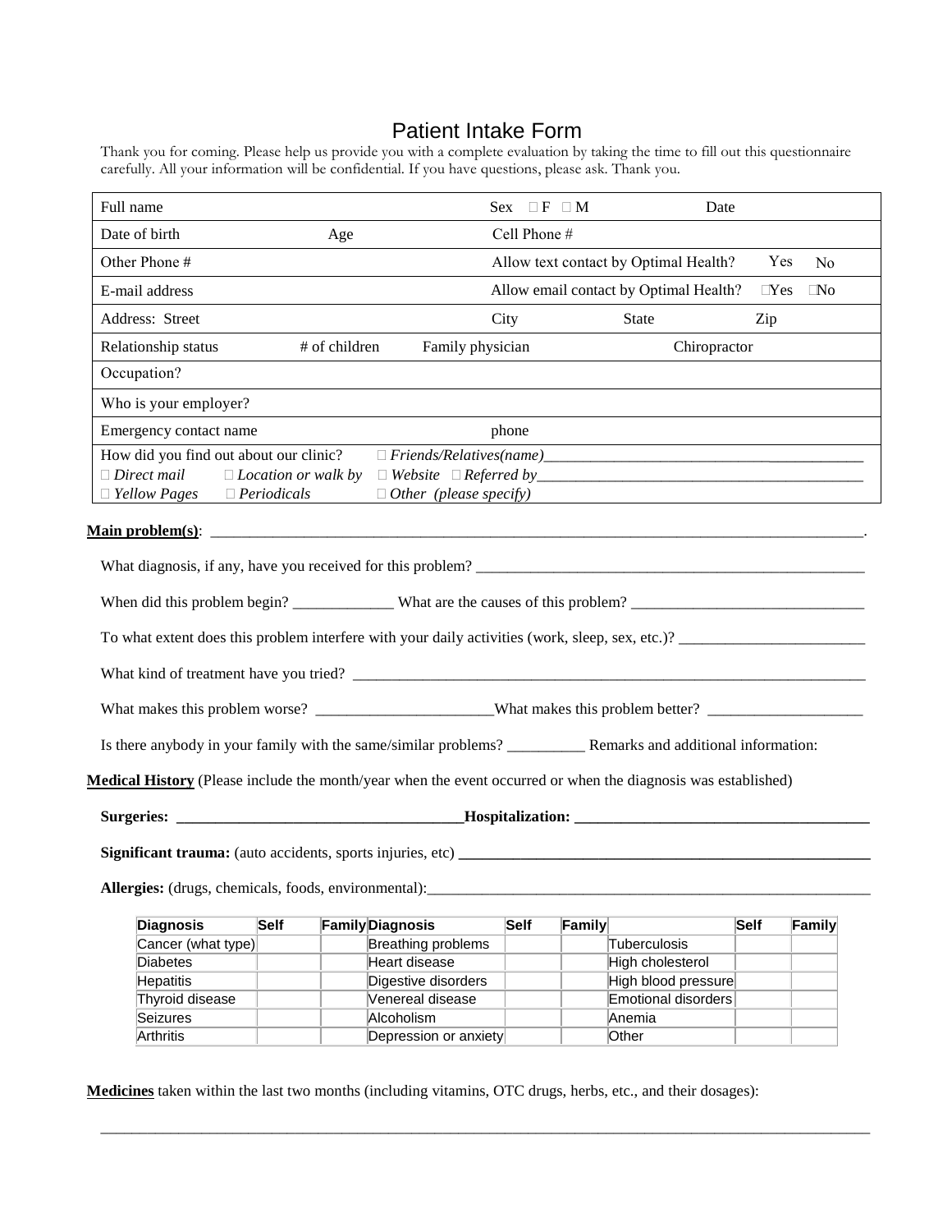# Patient Intake Form

Thank you for coming. Please help us provide you with a complete evaluation by taking the time to fill out this questionnaire carefully. All your information will be confidential. If you have questions, please ask. Thank you.

| | | | |
|---|---|---|---|
| Full name | | Sex □ F □ M | Date |
| Date of birth | Age | Cell Phone # | |
| Other Phone # | | Allow text contact by Optimal Health? Yes No | |
| E-mail address | | Allow email contact by Optimal Health? □Yes □No | |
| Address: Street | | City State | Zip |
| Relationship status | # of children | Family physician | Chiropractor |
| Occupation? | | | |
| Who is your employer? | | | |
| Emergency contact name | | phone | |
| How did you find out about our clinic? □ *Direct mail* □ *Location or walk by* □ *Yellow Pages* □ *Periodicals* | | □ *Friends/Relatives(name)*\_\_\_\_\_\_\_\_\_\_ □ *Website* □ *Referred by*\_\_\_\_\_\_\_\_\_\_ □ *Other (please specify)* | |

**Main problem(s)**: ________________________________________________________________.

What diagnosis, if any, have you received for this problem? ____________________________________________

When did this problem begin? _____________ What are the causes of this problem? ______________________________

To what extent does this problem interfere with your daily activities (work, sleep, sex, etc.)? ________________________

What kind of treatment have you tried? ____________________________________________________________

What makes this problem worse? _______________________What makes this problem better? ____________________

Is there anybody in your family with the same/similar problems? __________ Remarks and additional information:

**Medical History** (Please include the month/year when the event occurred or when the diagnosis was established)

**Surgeries: _____________________________________Hospitalization: ______________________________________**

**Significant trauma:** (auto accidents, sports injuries, etc) **________________________________________________**

**Allergies:** (drugs, chemicals, foods, environmental):______________________________________________________

| Diagnosis | Self | Family | Diagnosis | Self | Family | | Self | Family |
|---|---|---|---|---|---|---|---|---|
| Cancer (what type) | | | Breathing problems | | | Tuberculosis | | |
| Diabetes | | | Heart disease | | | High cholesterol | | |
| Hepatitis | | | Digestive disorders | | | High blood pressure | | |
| Thyroid disease | | | Venereal disease | | | Emotional disorders | | |
| Seizures | | | Alcoholism | | | Anemia | | |
| Arthritis | | | Depression or anxiety | | | Other | | |

**Medicines** taken within the last two months (including vitamins, OTC drugs, herbs, etc., and their dosages):

______________________________________________________________________________________________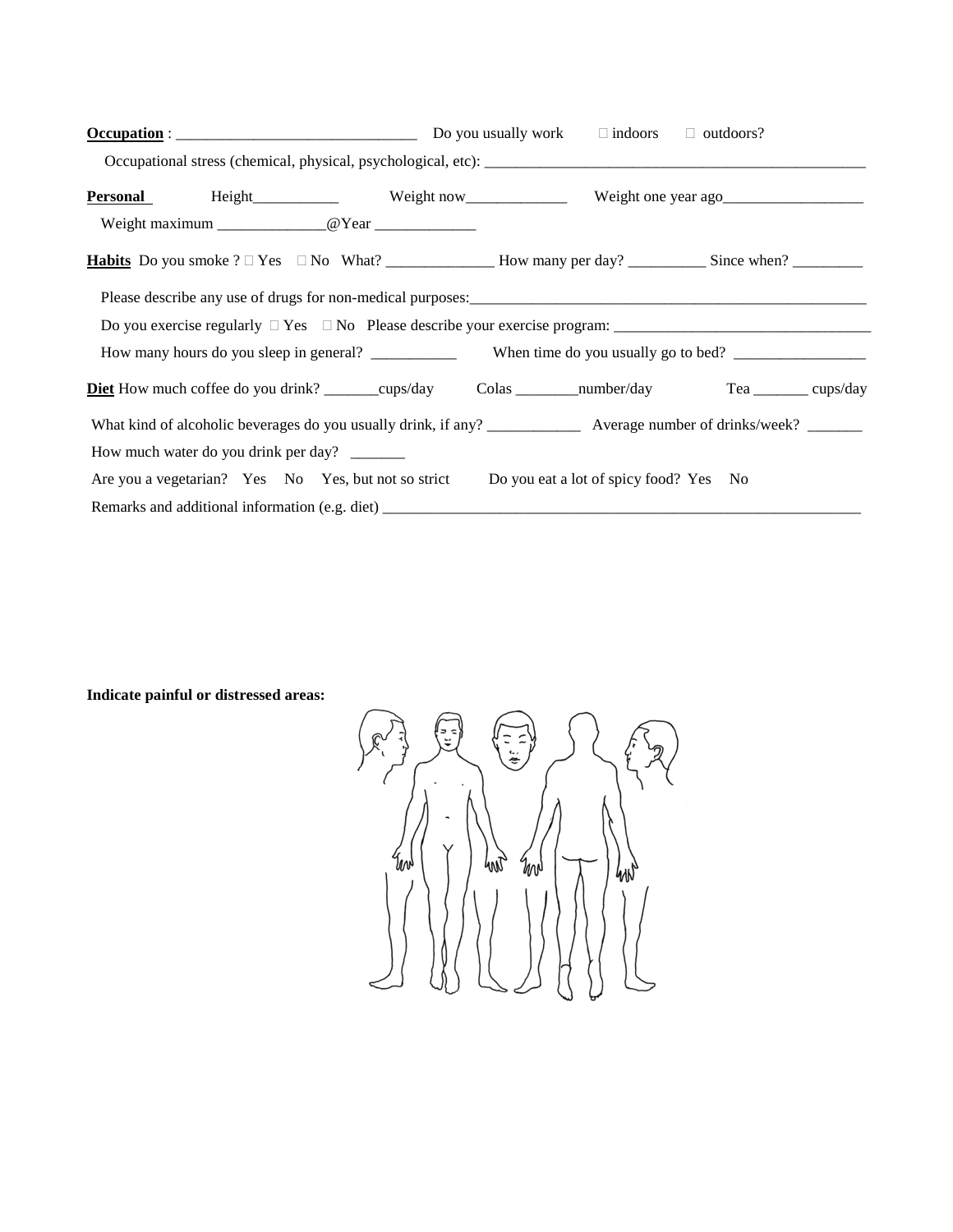**Occupation** : ______________________________ Do you usually work ☐ indoors ☐ outdoors?

Occupational stress (chemical, physical, psychological, etc): ________________________________________________

**Personal** Height___________ Weight now_____________ Weight one year ago__________________

Weight maximum ______________@Year _____________

**Habits** Do you smoke ? ☐ Yes ☐ No What? ______________ How many per day? __________ Since when? _________

Please describe any use of drugs for non-medical purposes:______________________________________________________

Do you exercise regularly ☐ Yes ☐ No Please describe your exercise program: _________________________________

How many hours do you sleep in general? ___________ When time do you usually go to bed? _________________

**Diet** How much coffee do you drink? _______cups/day Colas ________number/day Tea _______ cups/day

What kind of alcoholic beverages do you usually drink, if any? ____________ Average number of drinks/week? _______

How much water do you drink per day? _______

Are you a vegetarian? Yes No Yes, but not so strict Do you eat a lot of spicy food? Yes No

Remarks and additional information (e.g. diet) ______________________________________________________________

**Indicate painful or distressed areas:**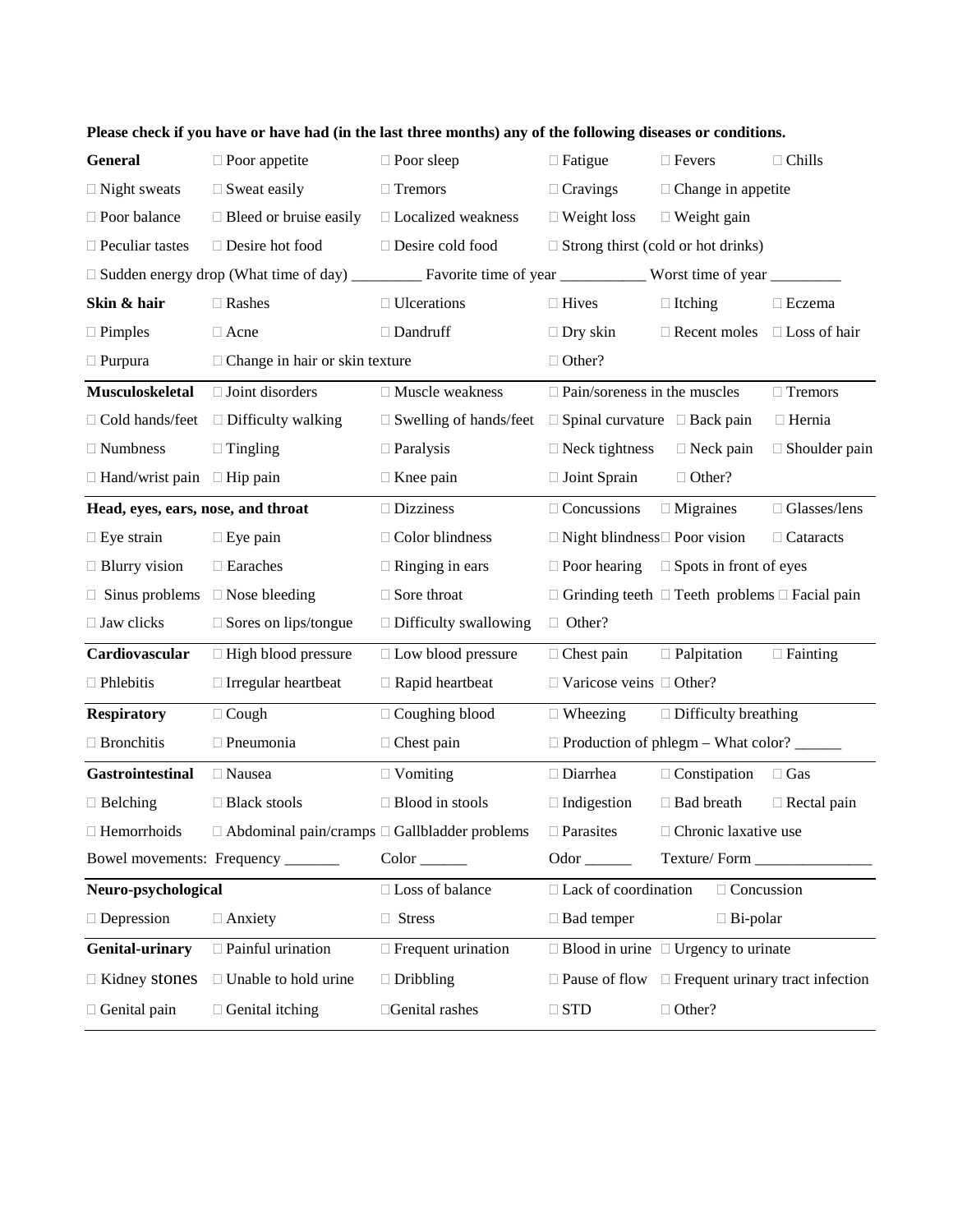**Please check if you have or have had (in the last three months) any of the following diseases or conditions.**

| **General** | ☐ Poor appetite | ☐ Poor sleep | ☐ Fatigue | ☐ Fevers | ☐ Chills |
|---|---|---|---|---|---|
| ☐ Night sweats | ☐ Sweat easily | ☐ Tremors | ☐ Cravings | ☐ Change in appetite | |
| ☐ Poor balance | ☐ Bleed or bruise easily | ☐ Localized weakness | ☐ Weight loss | ☐ Weight gain | |
| ☐ Peculiar tastes | ☐ Desire hot food | ☐ Desire cold food | ☐ Strong thirst (cold or hot drinks) | | |

☐ Sudden energy drop (What time of day) _________ Favorite time of year ___________ Worst time of year _________

| **Skin & hair** | ☐ Rashes | ☐ Ulcerations | ☐ Hives | ☐ Itching | ☐ Eczema |
|---|---|---|---|---|---|
| ☐ Pimples | ☐ Acne | ☐ Dandruff | ☐ Dry skin | ☐ Recent moles | ☐ Loss of hair |
| ☐ Purpura | ☐ Change in hair or skin texture | | ☐ Other? | | |

| **Musculoskeletal** | ☐ Joint disorders | ☐ Muscle weakness | ☐ Pain/soreness in the muscles | | ☐ Tremors |
|---|---|---|---|---|---|
| ☐ Cold hands/feet | ☐ Difficulty walking | ☐ Swelling of hands/feet | ☐ Spinal curvature | ☐ Back pain | ☐ Hernia |
| ☐ Numbness | ☐ Tingling | ☐ Paralysis | ☐ Neck tightness | ☐ Neck pain | ☐ Shoulder pain |
| ☐ Hand/wrist pain | ☐ Hip pain | ☐ Knee pain | ☐ Joint Sprain | ☐ Other? | |

| **Head, eyes, ears, nose, and throat** | | ☐ Dizziness | ☐ Concussions | ☐ Migraines | ☐ Glasses/lens |
|---|---|---|---|---|---|
| ☐ Eye strain | ☐ Eye pain | ☐ Color blindness | ☐ Night blindness | ☐ Poor vision | ☐ Cataracts |
| ☐ Blurry vision | ☐ Earaches | ☐ Ringing in ears | ☐ Poor hearing | ☐ Spots in front of eyes | |
| ☐ Sinus problems | ☐ Nose bleeding | ☐ Sore throat | ☐ Grinding teeth | ☐ Teeth problems | ☐ Facial pain |
| ☐ Jaw clicks | ☐ Sores on lips/tongue | ☐ Difficulty swallowing | ☐ Other? | | |

| **Cardiovascular** | ☐ High blood pressure | ☐ Low blood pressure | ☐ Chest pain | ☐ Palpitation | ☐ Fainting |
|---|---|---|---|---|---|
| ☐ Phlebitis | ☐ Irregular heartbeat | ☐ Rapid heartbeat | ☐ Varicose veins | ☐ Other? | |

| **Respiratory** | ☐ Cough | ☐ Coughing blood | ☐ Wheezing | ☐ Difficulty breathing | |
|---|---|---|---|---|---|
| ☐ Bronchitis | ☐ Pneumonia | ☐ Chest pain | ☐ Production of phlegm – What color? ______ | | |

| **Gastrointestinal** | ☐ Nausea | ☐ Vomiting | ☐ Diarrhea | ☐ Constipation | ☐ Gas |
|---|---|---|---|---|---|
| ☐ Belching | ☐ Black stools | ☐ Blood in stools | ☐ Indigestion | ☐ Bad breath | ☐ Rectal pain |
| ☐ Hemorrhoids | ☐ Abdominal pain/cramps | ☐ Gallbladder problems | ☐ Parasites | ☐ Chronic laxative use | |

Bowel movements: Frequency _______ Color ______ Odor ______ Texture/ Form _______________

| **Neuro-psychological** | | ☐ Loss of balance | ☐ Lack of coordination | ☐ Concussion |
|---|---|---|---|---|
| ☐ Depression | ☐ Anxiety | ☐ Stress | ☐ Bad temper | ☐ Bi-polar |

| **Genital-urinary** | ☐ Painful urination | ☐ Frequent urination | ☐ Blood in urine | ☐ Urgency to urinate |
|---|---|---|---|---|
| ☐ Kidney stones | ☐ Unable to hold urine | ☐ Dribbling | ☐ Pause of flow | ☐ Frequent urinary tract infection |
| ☐ Genital pain | ☐ Genital itching | ☐ Genital rashes | ☐ STD | ☐ Other? |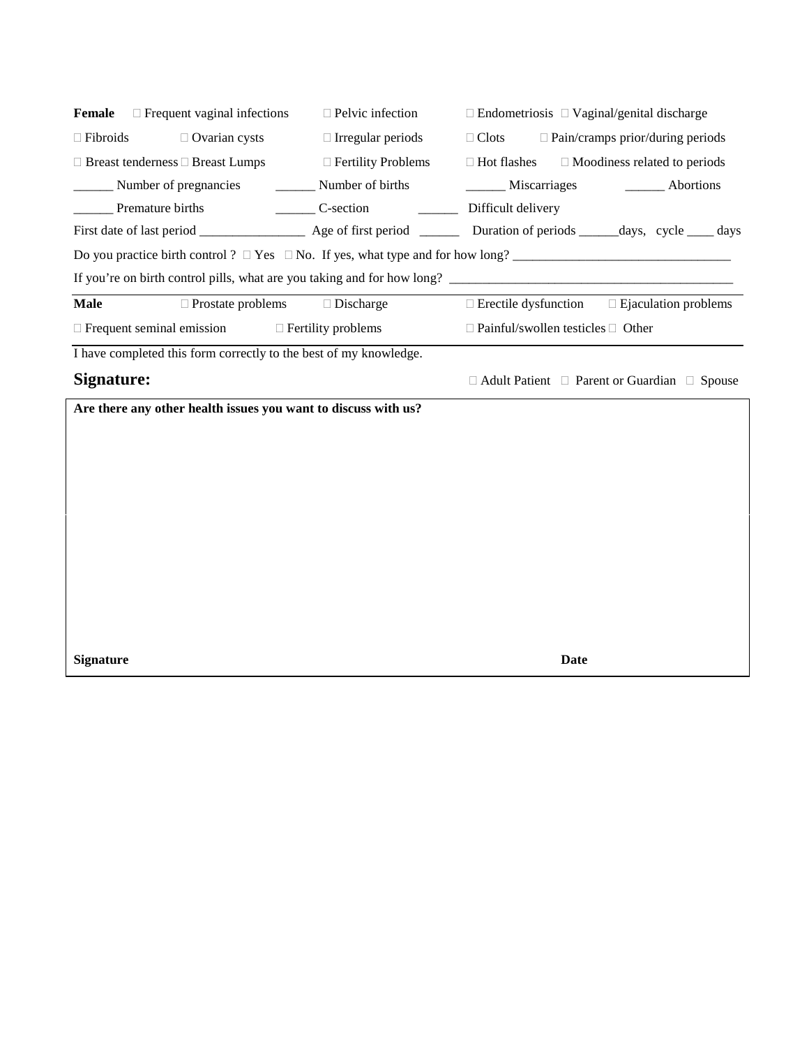**Female** ☐ Frequent vaginal infections ☐ Pelvic infection ☐ Endometriosis ☐ Vaginal/genital discharge

☐ Fibroids ☐ Ovarian cysts ☐ Irregular periods ☐ Clots ☐ Pain/cramps prior/during periods

☐ Breast tenderness ☐ Breast Lumps ☐ Fertility Problems ☐ Hot flashes ☐ Moodiness related to periods

______ Number of pregnancies ______ Number of births ______ Miscarriages ______ Abortions

______ Premature births ______ C-section ______ Difficult delivery

First date of last period ________________ Age of first period ______ Duration of periods ______days, cycle ____ days

Do you practice birth control ? ☐ Yes ☐ No. If yes, what type and for how long? ________________________________

If you're on birth control pills, what are you taking and for how long? ___________________________________________

---

**Male** ☐ Prostate problems ☐ Discharge ☐ Erectile dysfunction ☐ Ejaculation problems

☐ Frequent seminal emission ☐ Fertility problems ☐ Painful/swollen testicles ☐ Other

---

I have completed this form correctly to the best of my knowledge.

**Signature:** ☐ Adult Patient ☐ Parent or Guardian ☐ Spouse

**Are there any other health issues you want to discuss with us?**

**Signature** **Date**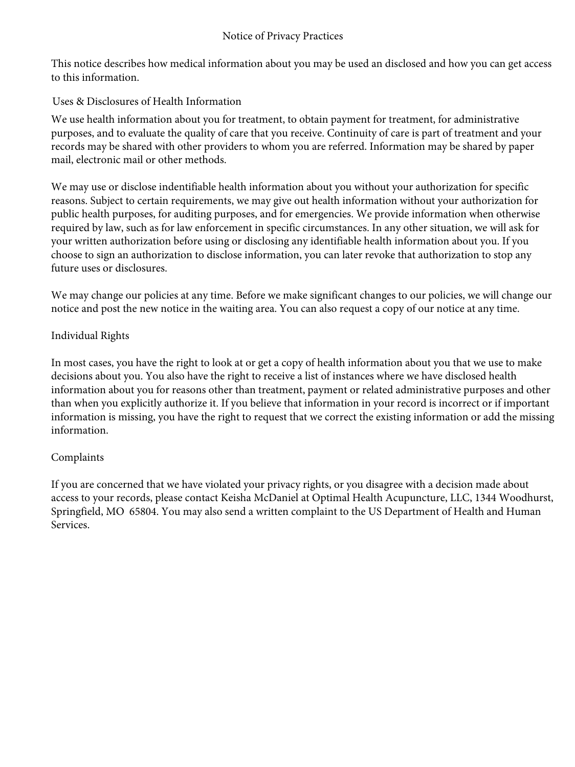# Notice of Privacy Practices

This notice describes how medical information about you may be used an disclosed and how you can get access to this information.

## Uses & Disclosures of Health Information

We use health information about you for treatment, to obtain payment for treatment, for administrative purposes, and to evaluate the quality of care that you receive. Continuity of care is part of treatment and your records may be shared with other providers to whom you are referred. Information may be shared by paper mail, electronic mail or other methods.

We may use or disclose indentifiable health information about you without your authorization for specific reasons. Subject to certain requirements, we may give out health information without your authorization for public health purposes, for auditing purposes, and for emergencies. We provide information when otherwise required by law, such as for law enforcement in specific circumstances. In any other situation, we will ask for your written authorization before using or disclosing any identifiable health information about you. If you choose to sign an authorization to disclose information, you can later revoke that authorization to stop any future uses or disclosures.

We may change our policies at any time. Before we make significant changes to our policies, we will change our notice and post the new notice in the waiting area. You can also request a copy of our notice at any time.

## Individual Rights

In most cases, you have the right to look at or get a copy of health information about you that we use to make decisions about you. You also have the right to receive a list of instances where we have disclosed health information about you for reasons other than treatment, payment or related administrative purposes and other than when you explicitly authorize it. If you believe that information in your record is incorrect or if important information is missing, you have the right to request that we correct the existing information or add the missing information.

## Complaints

If you are concerned that we have violated your privacy rights, or you disagree with a decision made about access to your records, please contact Keisha McDaniel at Optimal Health Acupuncture, LLC, 1344 Woodhurst, Springfield, MO 65804. You may also send a written complaint to the US Department of Health and Human Services.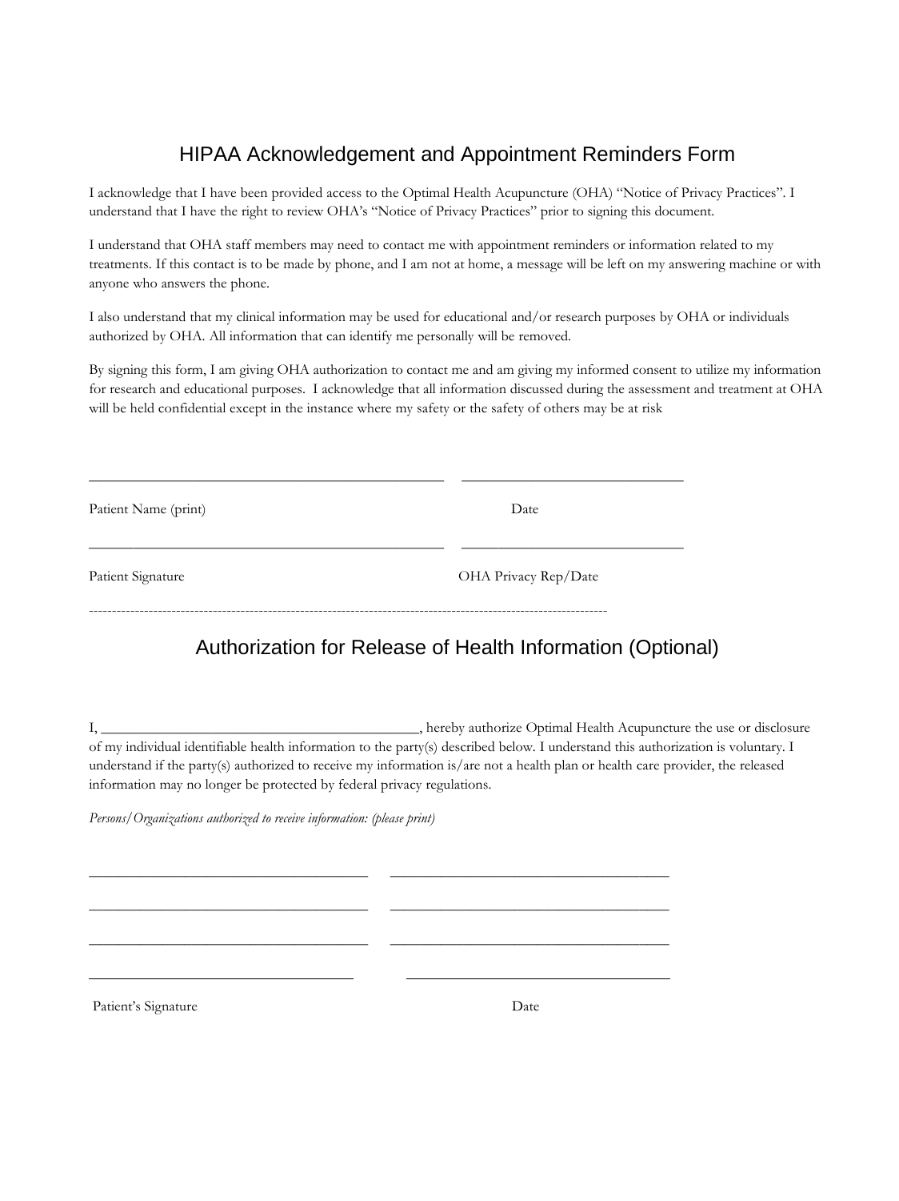# HIPAA Acknowledgement and Appointment Reminders Form

I acknowledge that I have been provided access to the Optimal Health Acupuncture (OHA) "Notice of Privacy Practices". I understand that I have the right to review OHA's "Notice of Privacy Practices" prior to signing this document.

I understand that OHA staff members may need to contact me with appointment reminders or information related to my treatments. If this contact is to be made by phone, and I am not at home, a message will be left on my answering machine or with anyone who answers the phone.

I also understand that my clinical information may be used for educational and/or research purposes by OHA or individuals authorized by OHA. All information that can identify me personally will be removed.

By signing this form, I am giving OHA authorization to contact me and am giving my informed consent to utilize my information for research and educational purposes. I acknowledge that all information discussed during the assessment and treatment at OHA will be held confidential except in the instance where my safety or the safety of others may be at risk

\_\_\_\_\_\_\_\_\_\_\_\_\_\_\_\_\_\_\_\_\_\_\_\_\_\_\_\_\_\_\_\_\_\_\_\_\_\_\_\_\_\_\_\_ \_\_\_\_\_\_\_\_\_\_\_\_\_\_\_\_\_\_\_\_\_\_\_\_\_\_\_\_\_\_

Patient Name (print) Date

\_\_\_\_\_\_\_\_\_\_\_\_\_\_\_\_\_\_\_\_\_\_\_\_\_\_\_\_\_\_\_\_\_\_\_\_\_\_\_\_\_\_\_\_ \_\_\_\_\_\_\_\_\_\_\_\_\_\_\_\_\_\_\_\_\_\_\_\_\_\_\_\_\_\_

Patient Signature OHA Privacy Rep/Date

---

## Authorization for Release of Health Information (Optional)

I, \_\_\_\_\_\_\_\_\_\_\_\_\_\_\_\_\_\_\_\_\_\_\_\_\_\_\_\_\_\_\_\_\_\_\_\_\_\_\_\_\_\_, hereby authorize Optimal Health Acupuncture the use or disclosure of my individual identifiable health information to the party(s) described below. I understand this authorization is voluntary. I understand if the party(s) authorized to receive my information is/are not a health plan or health care provider, the released information may no longer be protected by federal privacy regulations.

*Persons/Organizations authorized to receive information: (please print)*

\_\_\_\_\_\_\_\_\_\_\_\_\_\_\_\_\_\_\_\_\_\_\_\_\_\_\_\_\_\_\_\_\_\_\_\_ \_\_\_\_\_\_\_\_\_\_\_\_\_\_\_\_\_\_\_\_\_\_\_\_\_\_\_\_\_\_\_\_\_\_\_\_

\_\_\_\_\_\_\_\_\_\_\_\_\_\_\_\_\_\_\_\_\_\_\_\_\_\_\_\_\_\_\_\_\_\_\_\_ \_\_\_\_\_\_\_\_\_\_\_\_\_\_\_\_\_\_\_\_\_\_\_\_\_\_\_\_\_\_\_\_\_\_\_\_

\_\_\_\_\_\_\_\_\_\_\_\_\_\_\_\_\_\_\_\_\_\_\_\_\_\_\_\_\_\_\_\_\_\_\_\_ \_\_\_\_\_\_\_\_\_\_\_\_\_\_\_\_\_\_\_\_\_\_\_\_\_\_\_\_\_\_\_\_\_\_\_\_

\_\_\_\_\_\_\_\_\_\_\_\_\_\_\_\_\_\_\_\_\_\_\_\_\_\_\_\_\_\_\_\_\_\_\_\_ \_\_\_\_\_\_\_\_\_\_\_\_\_\_\_\_\_\_\_\_\_\_\_\_\_\_\_\_\_\_\_\_\_\_\_\_

Patient's Signature Date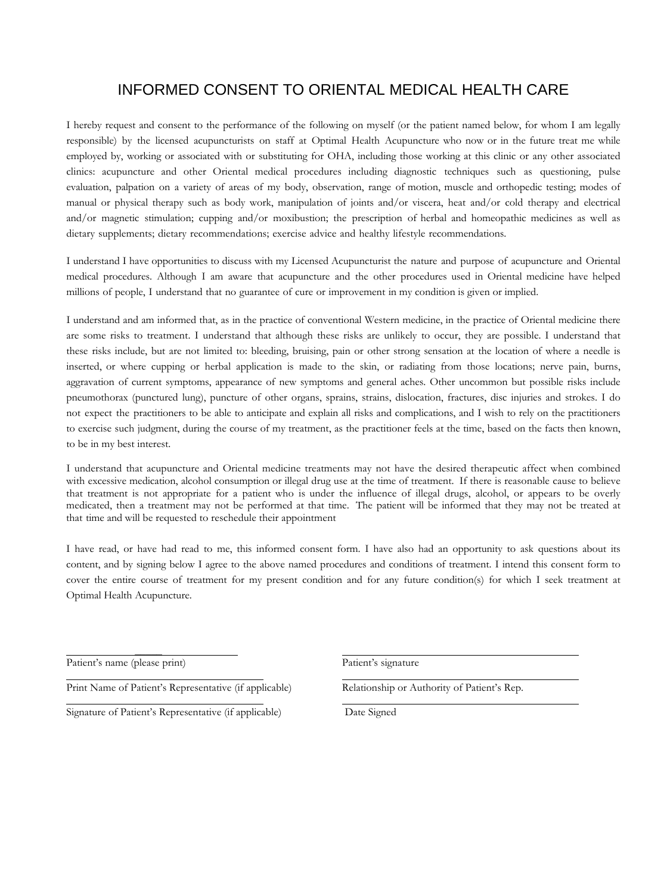# INFORMED CONSENT TO ORIENTAL MEDICAL HEALTH CARE

I hereby request and consent to the performance of the following on myself (or the patient named below, for whom I am legally responsible) by the licensed acupuncturists on staff at Optimal Health Acupuncture who now or in the future treat me while employed by, working or associated with or substituting for OHA, including those working at this clinic or any other associated clinics: acupuncture and other Oriental medical procedures including diagnostic techniques such as questioning, pulse evaluation, palpation on a variety of areas of my body, observation, range of motion, muscle and orthopedic testing; modes of manual or physical therapy such as body work, manipulation of joints and/or viscera, heat and/or cold therapy and electrical and/or magnetic stimulation; cupping and/or moxibustion; the prescription of herbal and homeopathic medicines as well as dietary supplements; dietary recommendations; exercise advice and healthy lifestyle recommendations.

I understand I have opportunities to discuss with my Licensed Acupuncturist the nature and purpose of acupuncture and Oriental medical procedures. Although I am aware that acupuncture and the other procedures used in Oriental medicine have helped millions of people, I understand that no guarantee of cure or improvement in my condition is given or implied.

I understand and am informed that, as in the practice of conventional Western medicine, in the practice of Oriental medicine there are some risks to treatment. I understand that although these risks are unlikely to occur, they are possible. I understand that these risks include, but are not limited to: bleeding, bruising, pain or other strong sensation at the location of where a needle is inserted, or where cupping or herbal application is made to the skin, or radiating from those locations; nerve pain, burns, aggravation of current symptoms, appearance of new symptoms and general aches. Other uncommon but possible risks include pneumothorax (punctured lung), puncture of other organs, sprains, strains, dislocation, fractures, disc injuries and strokes. I do not expect the practitioners to be able to anticipate and explain all risks and complications, and I wish to rely on the practitioners to exercise such judgment, during the course of my treatment, as the practitioner feels at the time, based on the facts then known, to be in my best interest.

I understand that acupuncture and Oriental medicine treatments may not have the desired therapeutic affect when combined with excessive medication, alcohol consumption or illegal drug use at the time of treatment. If there is reasonable cause to believe that treatment is not appropriate for a patient who is under the influence of illegal drugs, alcohol, or appears to be overly medicated, then a treatment may not be performed at that time. The patient will be informed that they may not be treated at that time and will be requested to reschedule their appointment

I have read, or have had read to me, this informed consent form. I have also had an opportunity to ask questions about its content, and by signing below I agree to the above named procedures and conditions of treatment. I intend this consent form to cover the entire course of treatment for my present condition and for any future condition(s) for which I seek treatment at Optimal Health Acupuncture.

| | |
|---|---|
| ______________________________ | ______________________________ |
| Patient's name (please print) | Patient's signature |
| ______________________________ | ______________________________ |
| Print Name of Patient's Representative (if applicable) | Relationship or Authority of Patient's Rep. |
| ______________________________ | ______________________________ |
| Signature of Patient's Representative (if applicable) | Date Signed |